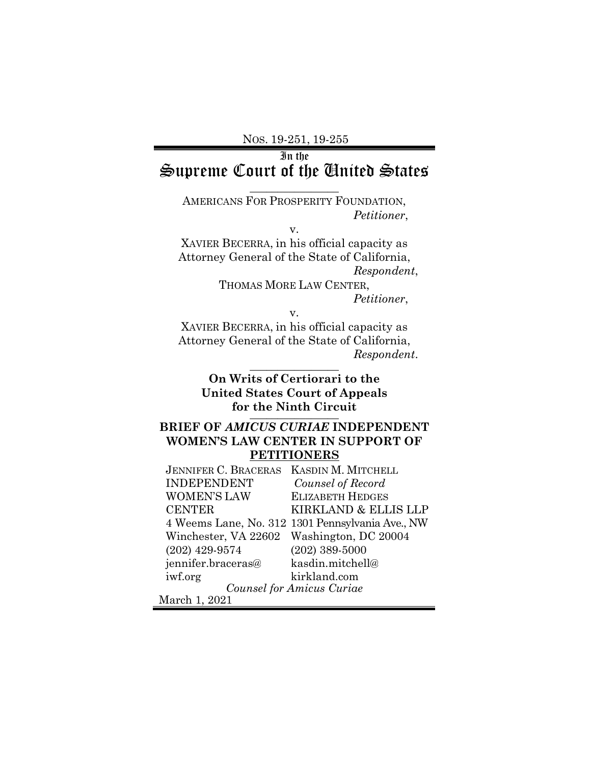NOS. 19-251, 19-255

# In the Supreme Court of the United States

---

AMERICANS FOR PROSPERITY FOUNDATION,
*Petitioner*,

v.

XAVIER BECERRA, in his official capacity as Attorney General of the State of California,
*Respondent*,

THOMAS MORE LAW CENTER,
*Petitioner*,

v.

XAVIER BECERRA, in his official capacity as Attorney General of the State of California,
*Respondent*.

---

**On Writs of Certiorari to the United States Court of Appeals for the Ninth Circuit**

---

**BRIEF OF *AMICUS CURIAE* INDEPENDENT WOMEN'S LAW CENTER IN SUPPORT OF PETITIONERS**

JENNIFER C. BRACERAS
INDEPENDENT WOMEN'S LAW CENTER
4 Weems Lane, No. 312
Winchester, VA 22602
(202) 429-9574
jennifer.braceras@iwf.org

KASDIN M. MITCHELL
*Counsel of Record*
ELIZABETH HEDGES
KIRKLAND & ELLIS LLP
1301 Pennsylvania Ave., NW
Washington, DC 20004
(202) 389-5000
kasdin.mitchell@kirkland.com

*Counsel for Amicus Curiae*

March 1, 2021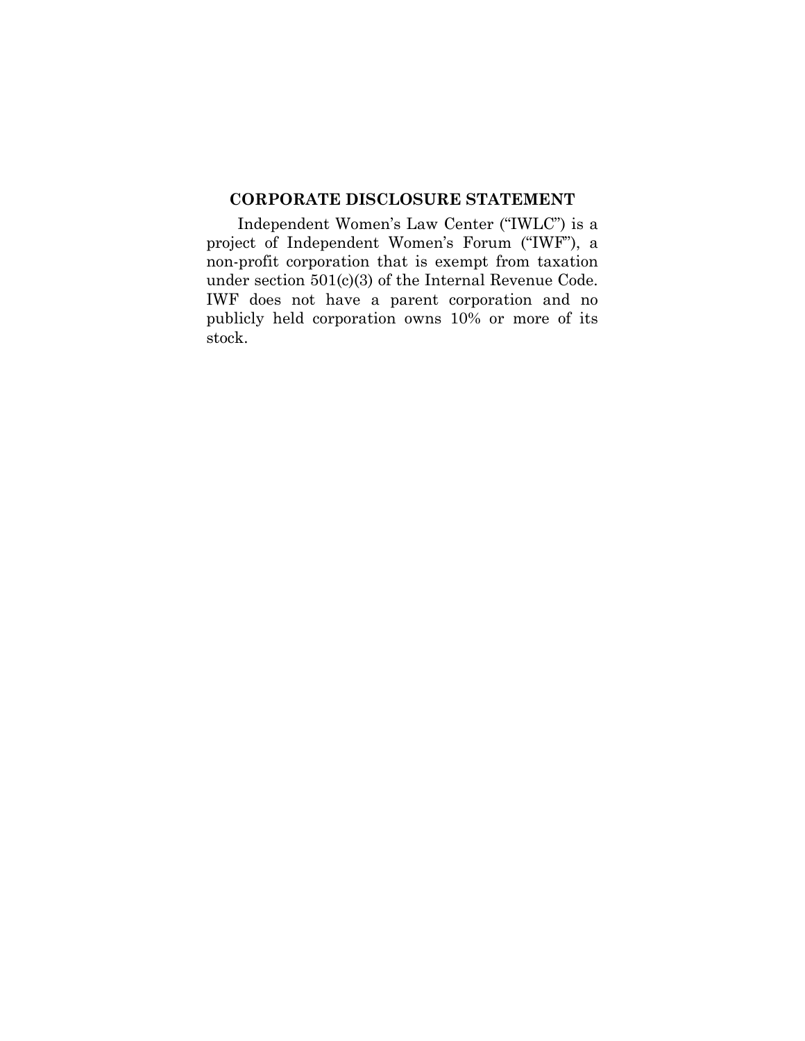## CORPORATE DISCLOSURE STATEMENT

Independent Women's Law Center ("IWLC") is a project of Independent Women's Forum ("IWF"), a non-profit corporation that is exempt from taxation under section 501(c)(3) of the Internal Revenue Code. IWF does not have a parent corporation and no publicly held corporation owns 10% or more of its stock.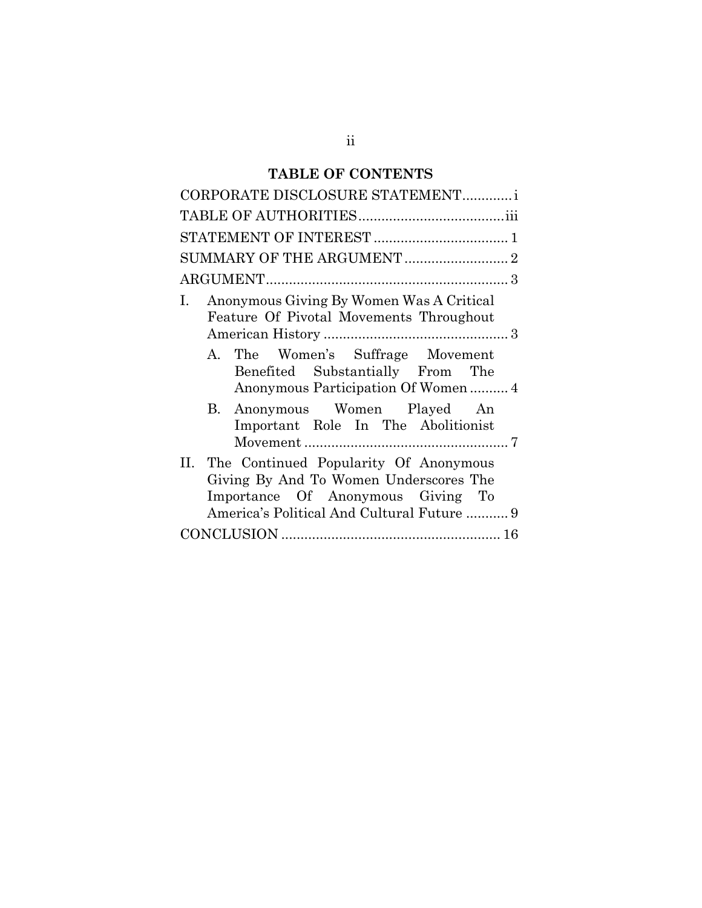# TABLE OF CONTENTS

CORPORATE DISCLOSURE STATEMENT............i

TABLE OF AUTHORITIES.....................................iii

STATEMENT OF INTEREST .................................. 1

SUMMARY OF THE ARGUMENT .......................... 2

ARGUMENT.............................................................. 3

I. Anonymous Giving By Women Was A Critical Feature Of Pivotal Movements Throughout American History ............................................... 3

   A. The Women's Suffrage Movement Benefited Substantially From The Anonymous Participation Of Women .......... 4

   B. Anonymous Women Played An Important Role In The Abolitionist Movement .................................................... 7

II. The Continued Popularity Of Anonymous Giving By And To Women Underscores The Importance Of Anonymous Giving To America's Political And Cultural Future ........... 9

CONCLUSION ........................................................ 16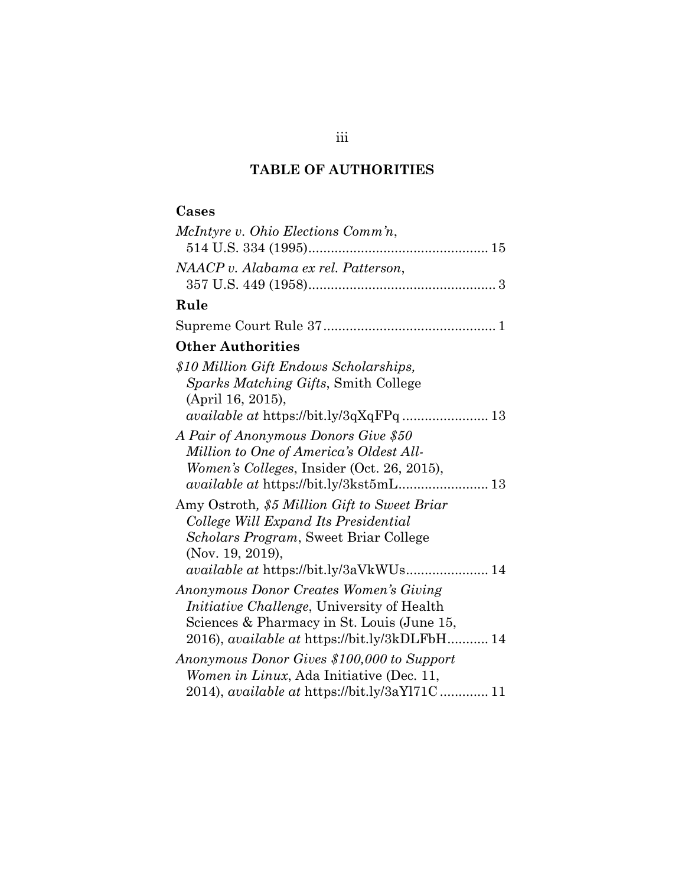## TABLE OF AUTHORITIES

### Cases

*McIntyre v. Ohio Elections Comm'n*, 514 U.S. 334 (1995)................................................ 15

*NAACP v. Alabama ex rel. Patterson*, 357 U.S. 449 (1958).................................................. 3

### Rule

Supreme Court Rule 37.............................................. 1

### Other Authorities

*$10 Million Gift Endows Scholarships, Sparks Matching Gifts*, Smith College (April 16, 2015), *available at* https://bit.ly/3qXqFPq ....................... 13

*A Pair of Anonymous Donors Give $50 Million to One of America's Oldest All-Women's Colleges*, Insider (Oct. 26, 2015), *available at* https://bit.ly/3kst5mL........................ 13

Amy Ostroth, *$5 Million Gift to Sweet Briar College Will Expand Its Presidential Scholars Program*, Sweet Briar College (Nov. 19, 2019), *available at* https://bit.ly/3aVkWUs...................... 14

*Anonymous Donor Creates Women's Giving Initiative Challenge*, University of Health Sciences & Pharmacy in St. Louis (June 15, 2016), *available at* https://bit.ly/3kDLFbH........... 14

*Anonymous Donor Gives $100,000 to Support Women in Linux*, Ada Initiative (Dec. 11, 2014), *available at* https://bit.ly/3aYl71C ............. 11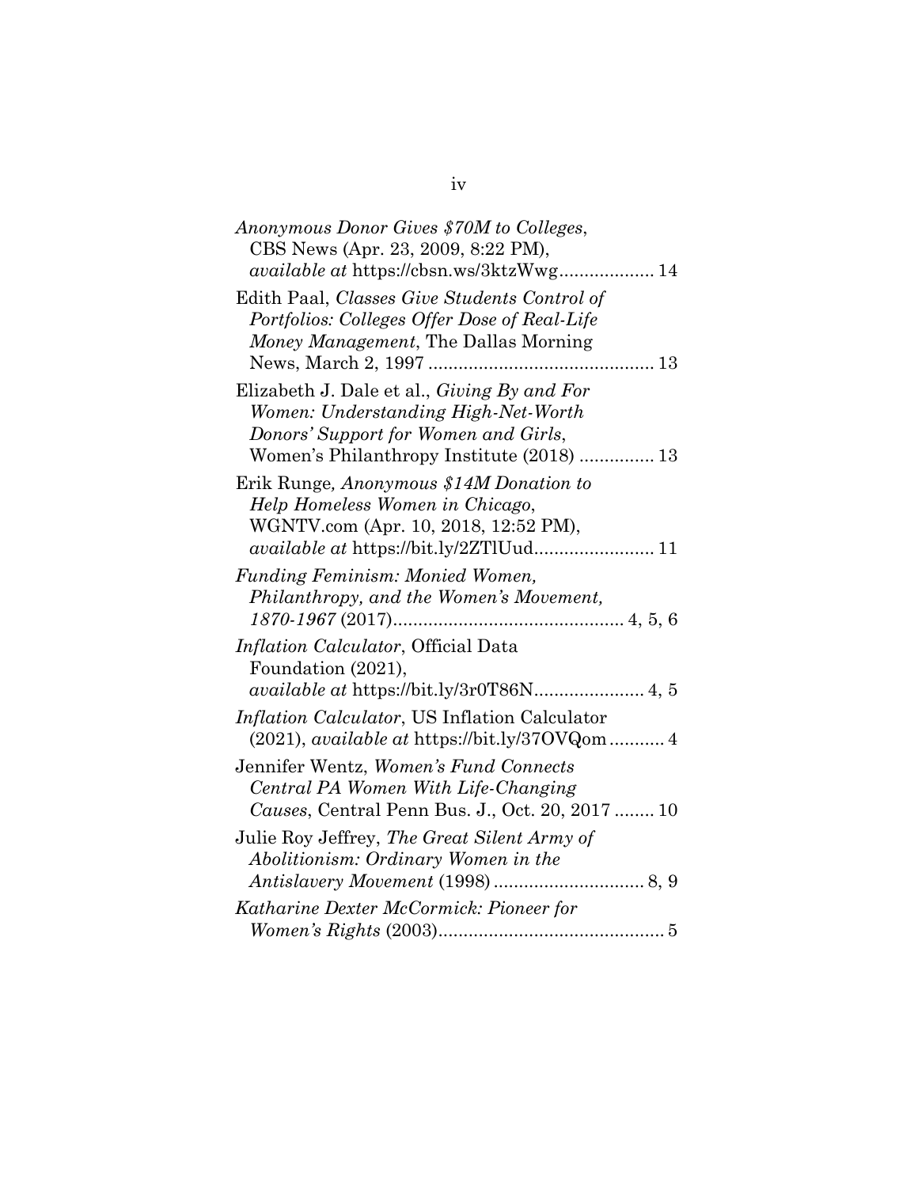*Anonymous Donor Gives $70M to Colleges*, CBS News (Apr. 23, 2009, 8:22 PM), *available at* https://cbsn.ws/3ktzWwg .................. 14

Edith Paal, *Classes Give Students Control of Portfolios: Colleges Offer Dose of Real-Life Money Management*, The Dallas Morning News, March 2, 1997 ............................................ 13

Elizabeth J. Dale et al., *Giving By and For Women: Understanding High-Net-Worth Donors' Support for Women and Girls*, Women's Philanthropy Institute (2018) ............... 13

Erik Runge*, Anonymous $14M Donation to Help Homeless Women in Chicago*, WGNTV.com (Apr. 10, 2018, 12:52 PM), *available at* https://bit.ly/2ZTlUud....................... 11

*Funding Feminism: Monied Women, Philanthropy, and the Women's Movement, 1870-1967* (2017)............................................. 4, 5, 6

*Inflation Calculator*, Official Data Foundation (2021), *available at* https://bit.ly/3r0T86N..................... 4, 5

*Inflation Calculator*, US Inflation Calculator (2021), *available at* https://bit.ly/37OVQom........... 4

Jennifer Wentz, *Women's Fund Connects Central PA Women With Life-Changing Causes*, Central Penn Bus. J., Oct. 20, 2017 ........ 10

Julie Roy Jeffrey, *The Great Silent Army of Abolitionism: Ordinary Women in the Antislavery Movement* (1998) ............................. 8, 9

*Katharine Dexter McCormick: Pioneer for Women's Rights* (2003)............................................ 5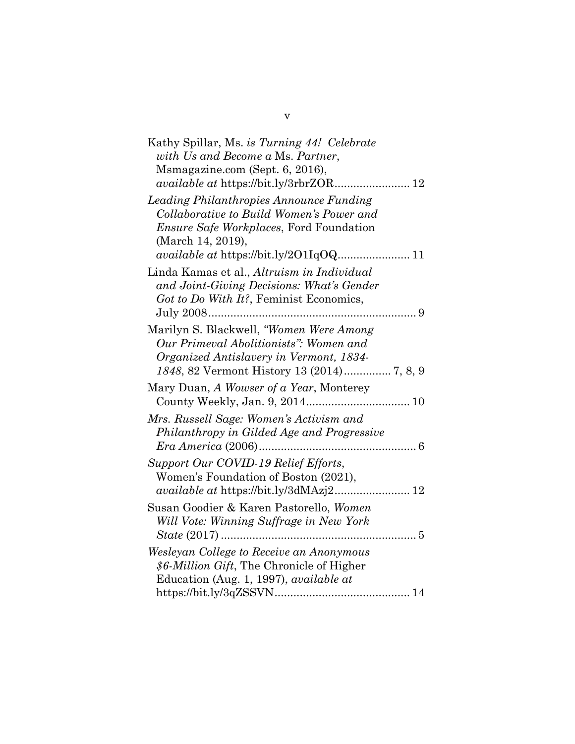Kathy Spillar, Ms. *is Turning 44! Celebrate with Us and Become a* Ms. *Partner*, Msmagazine.com (Sept. 6, 2016), *available at* https://bit.ly/3rbrZOR........................ 12

*Leading Philanthropies Announce Funding Collaborative to Build Women's Power and Ensure Safe Workplaces*, Ford Foundation (March 14, 2019), *available at* https://bit.ly/2O1IqOQ....................... 11

Linda Kamas et al., *Altruism in Individual and Joint-Giving Decisions: What's Gender Got to Do With It?*, Feminist Economics, July 2008.................................................................. 9

Marilyn S. Blackwell, *"Women Were Among Our Primeval Abolitionists": Women and Organized Antislavery in Vermont, 1834-1848*, 82 Vermont History 13 (2014)............... 7, 8, 9

Mary Duan, *A Wowser of a Year*, Monterey County Weekly, Jan. 9, 2014................................. 10

*Mrs. Russell Sage: Women's Activism and Philanthropy in Gilded Age and Progressive Era America* (2006).................................................. 6

*Support Our COVID-19 Relief Efforts*, Women's Foundation of Boston (2021), *available at* https://bit.ly/3dMAzj2........................ 12

Susan Goodier & Karen Pastorello, *Women Will Vote: Winning Suffrage in New York State* (2017) ............................................................. 5

*Wesleyan College to Receive an Anonymous $6-Million Gift*, The Chronicle of Higher Education (Aug. 1, 1997), *available at* https://bit.ly/3qZSSVN........................................... 14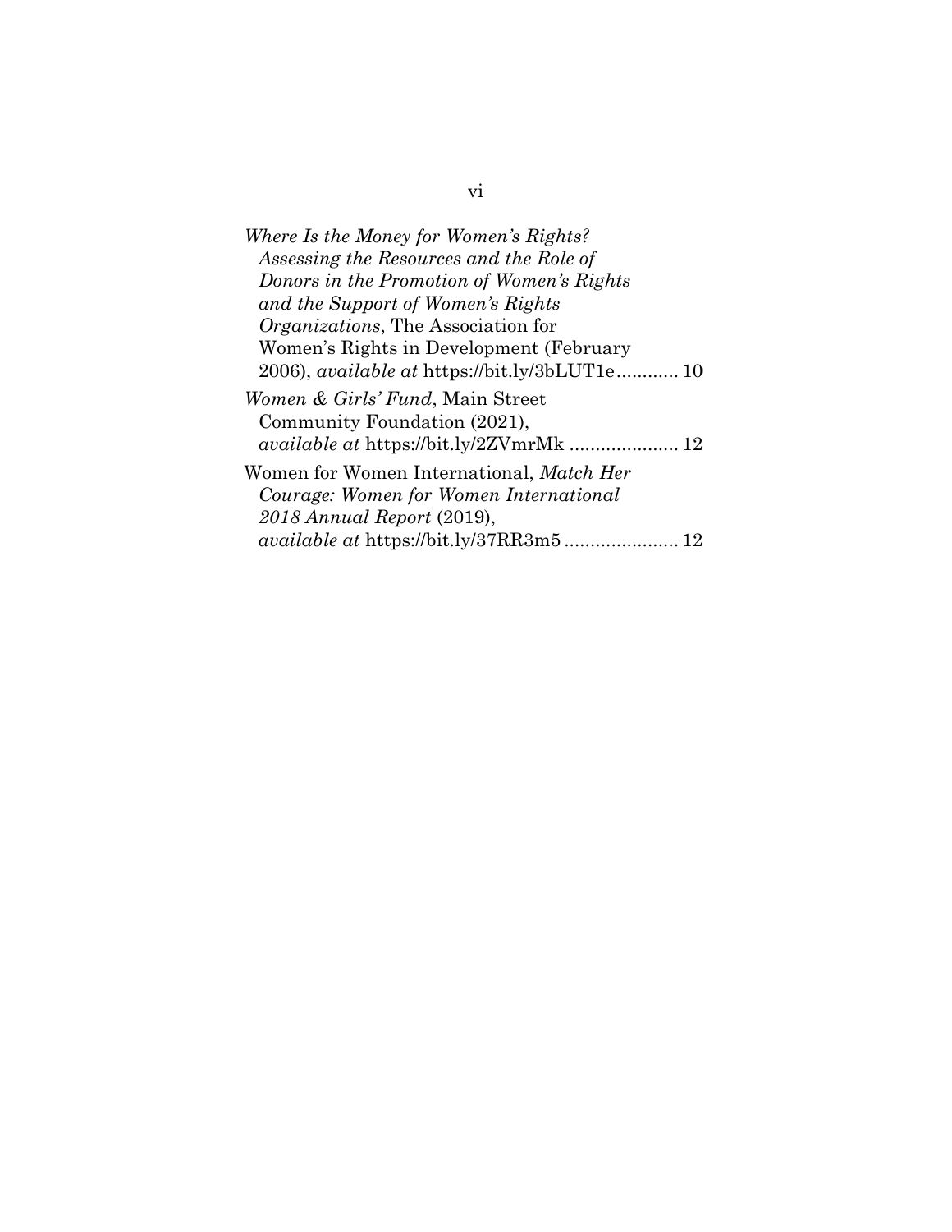*Where Is the Money for Women's Rights? Assessing the Resources and the Role of Donors in the Promotion of Women's Rights and the Support of Women's Rights Organizations*, The Association for Women's Rights in Development (February 2006), *available at* https://bit.ly/3bLUT1e............ 10

*Women & Girls' Fund*, Main Street Community Foundation (2021), *available at* https://bit.ly/2ZVmrMk ..................... 12

Women for Women International, *Match Her Courage: Women for Women International 2018 Annual Report* (2019), *available at* https://bit.ly/37RR3m5 ...................... 12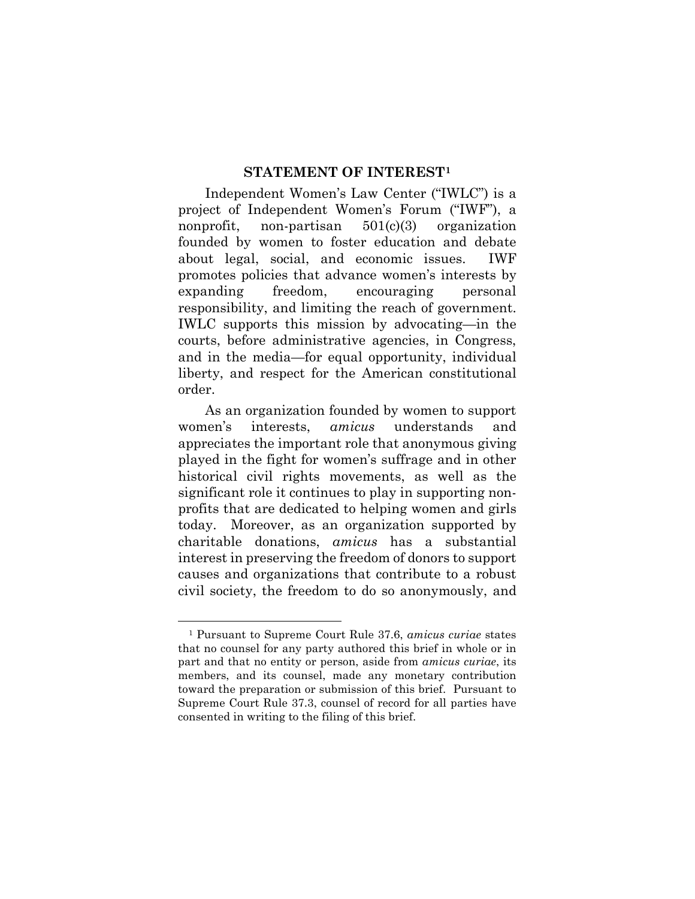## STATEMENT OF INTEREST[1]

Independent Women's Law Center ("IWLC") is a project of Independent Women's Forum ("IWF"), a nonprofit, non-partisan 501(c)(3) organization founded by women to foster education and debate about legal, social, and economic issues. IWF promotes policies that advance women's interests by expanding freedom, encouraging personal responsibility, and limiting the reach of government. IWLC supports this mission by advocating—in the courts, before administrative agencies, in Congress, and in the media—for equal opportunity, individual liberty, and respect for the American constitutional order.

As an organization founded by women to support women's interests, *amicus* understands and appreciates the important role that anonymous giving played in the fight for women's suffrage and in other historical civil rights movements, as well as the significant role it continues to play in supporting non-profits that are dedicated to helping women and girls today. Moreover, as an organization supported by charitable donations, *amicus* has a substantial interest in preserving the freedom of donors to support causes and organizations that contribute to a robust civil society, the freedom to do so anonymously, and

---

[1] Pursuant to Supreme Court Rule 37.6, *amicus curiae* states that no counsel for any party authored this brief in whole or in part and that no entity or person, aside from *amicus curiae*, its members, and its counsel, made any monetary contribution toward the preparation or submission of this brief. Pursuant to Supreme Court Rule 37.3, counsel of record for all parties have consented in writing to the filing of this brief.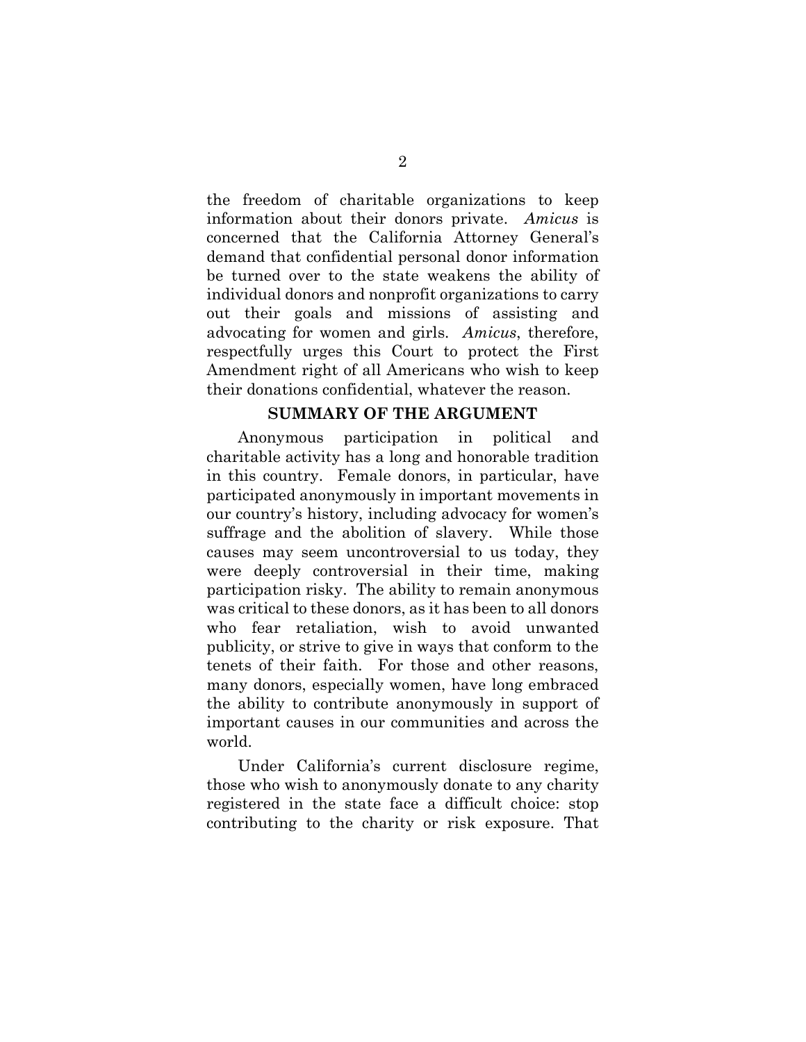the freedom of charitable organizations to keep information about their donors private. *Amicus* is concerned that the California Attorney General's demand that confidential personal donor information be turned over to the state weakens the ability of individual donors and nonprofit organizations to carry out their goals and missions of assisting and advocating for women and girls. *Amicus*, therefore, respectfully urges this Court to protect the First Amendment right of all Americans who wish to keep their donations confidential, whatever the reason.

## SUMMARY OF THE ARGUMENT

Anonymous participation in political and charitable activity has a long and honorable tradition in this country. Female donors, in particular, have participated anonymously in important movements in our country's history, including advocacy for women's suffrage and the abolition of slavery. While those causes may seem uncontroversial to us today, they were deeply controversial in their time, making participation risky. The ability to remain anonymous was critical to these donors, as it has been to all donors who fear retaliation, wish to avoid unwanted publicity, or strive to give in ways that conform to the tenets of their faith. For those and other reasons, many donors, especially women, have long embraced the ability to contribute anonymously in support of important causes in our communities and across the world.

Under California's current disclosure regime, those who wish to anonymously donate to any charity registered in the state face a difficult choice: stop contributing to the charity or risk exposure. That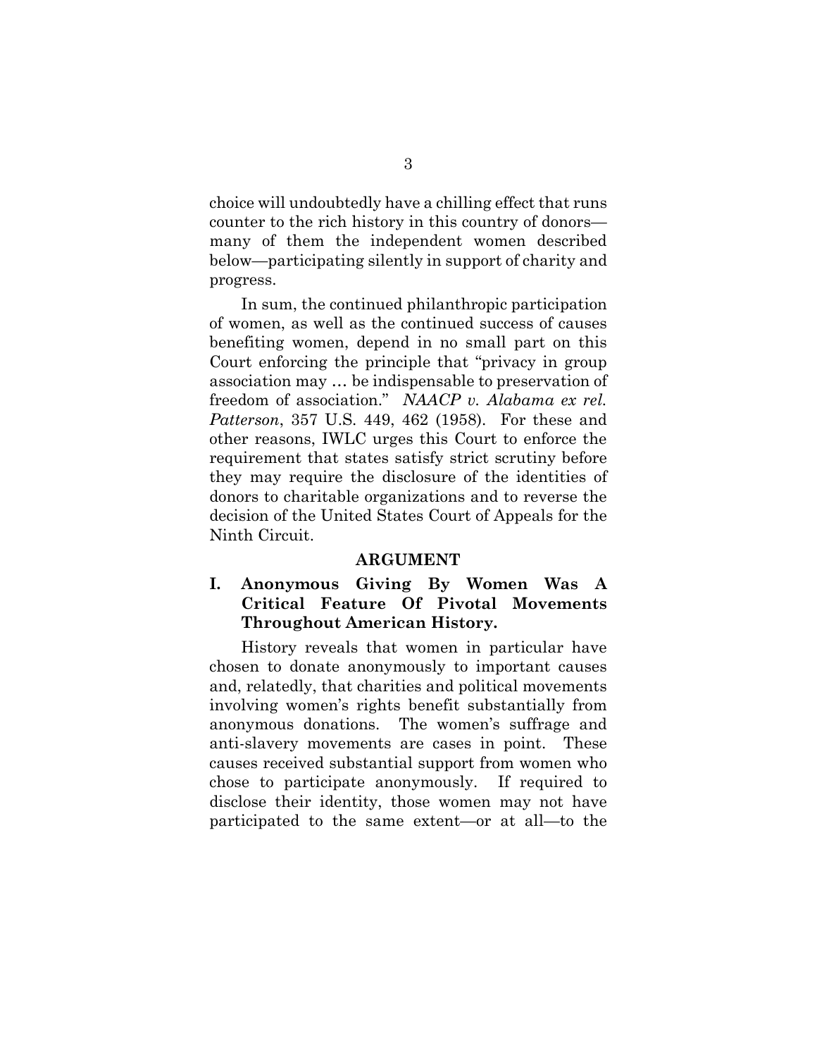choice will undoubtedly have a chilling effect that runs counter to the rich history in this country of donors—many of them the independent women described below—participating silently in support of charity and progress.

In sum, the continued philanthropic participation of women, as well as the continued success of causes benefiting women, depend in no small part on this Court enforcing the principle that "privacy in group association may … be indispensable to preservation of freedom of association." *NAACP v. Alabama ex rel. Patterson*, 357 U.S. 449, 462 (1958). For these and other reasons, IWLC urges this Court to enforce the requirement that states satisfy strict scrutiny before they may require the disclosure of the identities of donors to charitable organizations and to reverse the decision of the United States Court of Appeals for the Ninth Circuit.

## ARGUMENT

### I. Anonymous Giving By Women Was A Critical Feature Of Pivotal Movements Throughout American History.

History reveals that women in particular have chosen to donate anonymously to important causes and, relatedly, that charities and political movements involving women's rights benefit substantially from anonymous donations. The women's suffrage and anti-slavery movements are cases in point. These causes received substantial support from women who chose to participate anonymously. If required to disclose their identity, those women may not have participated to the same extent—or at all—to the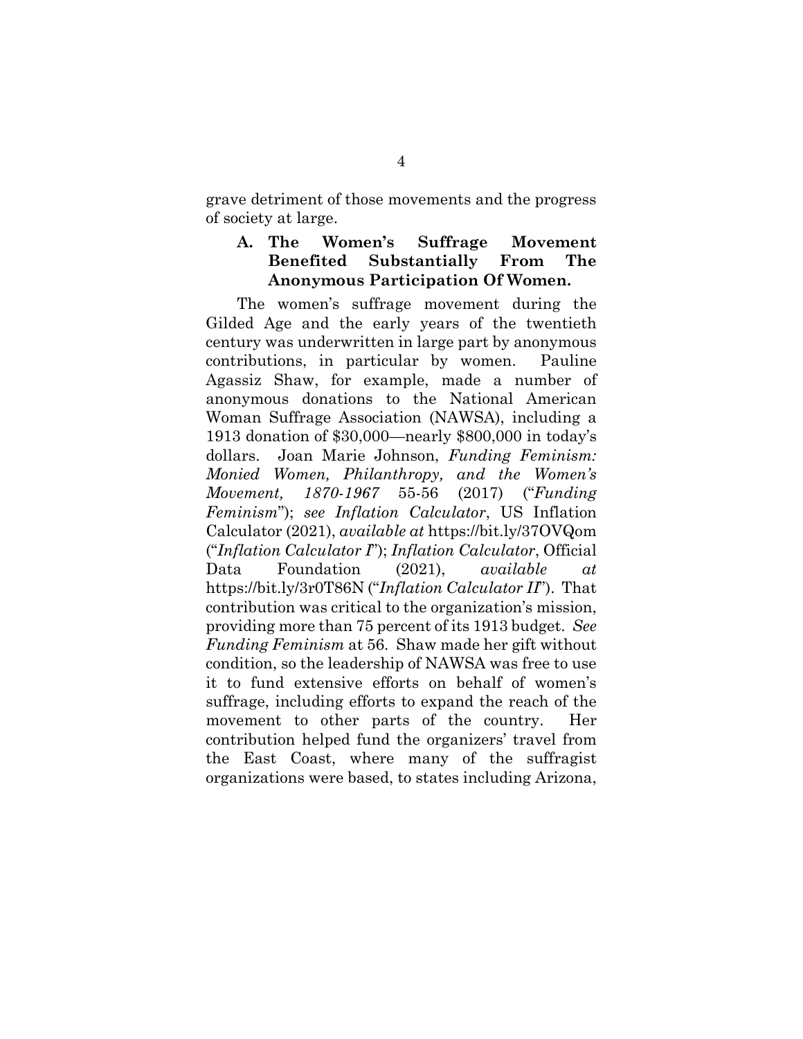grave detriment of those movements and the progress of society at large.

### A. The Women's Suffrage Movement Benefited Substantially From The Anonymous Participation Of Women.

The women's suffrage movement during the Gilded Age and the early years of the twentieth century was underwritten in large part by anonymous contributions, in particular by women. Pauline Agassiz Shaw, for example, made a number of anonymous donations to the National American Woman Suffrage Association (NAWSA), including a 1913 donation of $30,000—nearly $800,000 in today's dollars. Joan Marie Johnson, *Funding Feminism: Monied Women, Philanthropy, and the Women's Movement, 1870-1967* 55-56 (2017) ("*Funding Feminism*"); *see Inflation Calculator*, US Inflation Calculator (2021), *available at* https://bit.ly/37OVQom ("*Inflation Calculator I*"); *Inflation Calculator*, Official Data Foundation (2021), *available at* https://bit.ly/3r0T86N ("*Inflation Calculator II*"). That contribution was critical to the organization's mission, providing more than 75 percent of its 1913 budget. *See Funding Feminism* at 56. Shaw made her gift without condition, so the leadership of NAWSA was free to use it to fund extensive efforts on behalf of women's suffrage, including efforts to expand the reach of the movement to other parts of the country. Her contribution helped fund the organizers' travel from the East Coast, where many of the suffragist organizations were based, to states including Arizona,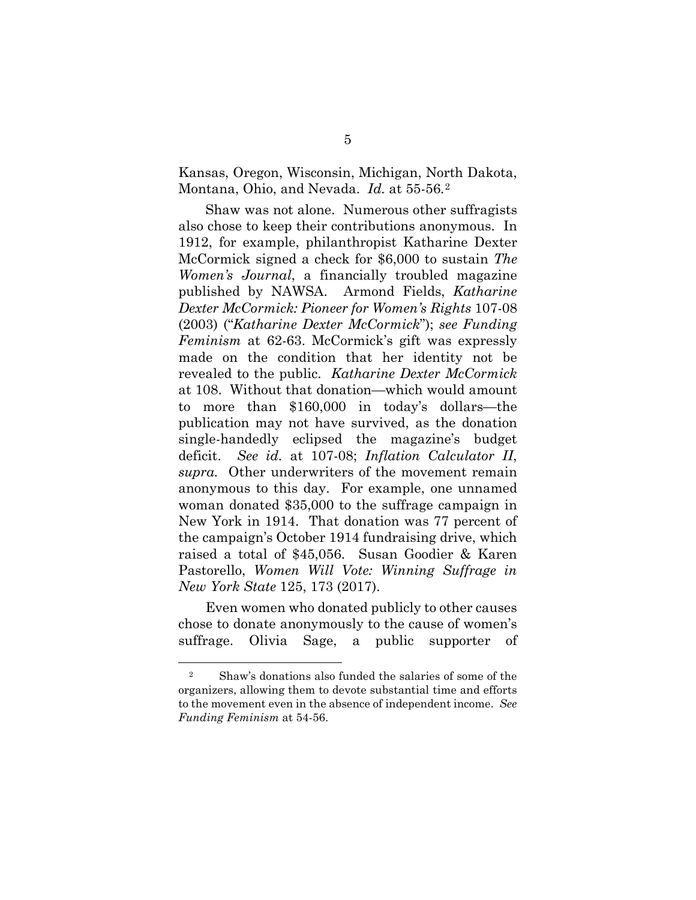Kansas, Oregon, Wisconsin, Michigan, North Dakota, Montana, Ohio, and Nevada. *Id.* at 55-56.[2]

Shaw was not alone. Numerous other suffragists also chose to keep their contributions anonymous. In 1912, for example, philanthropist Katharine Dexter McCormick signed a check for $6,000 to sustain *The Women's Journal*, a financially troubled magazine published by NAWSA. Armond Fields, *Katharine Dexter McCormick: Pioneer for Women's Rights* 107-08 (2003) ("*Katharine Dexter McCormick*"); *see Funding Feminism* at 62-63. McCormick's gift was expressly made on the condition that her identity not be revealed to the public. *Katharine Dexter McCormick* at 108. Without that donation—which would amount to more than $160,000 in today's dollars—the publication may not have survived, as the donation single-handedly eclipsed the magazine's budget deficit. *See id.* at 107-08; *Inflation Calculator II*, *supra*. Other underwriters of the movement remain anonymous to this day. For example, one unnamed woman donated $35,000 to the suffrage campaign in New York in 1914. That donation was 77 percent of the campaign's October 1914 fundraising drive, which raised a total of $45,056. Susan Goodier & Karen Pastorello, *Women Will Vote: Winning Suffrage in New York State* 125, 173 (2017).

Even women who donated publicly to other causes chose to donate anonymously to the cause of women's suffrage. Olivia Sage, a public supporter of

---

[2] Shaw's donations also funded the salaries of some of the organizers, allowing them to devote substantial time and efforts to the movement even in the absence of independent income. *See Funding Feminism* at 54-56.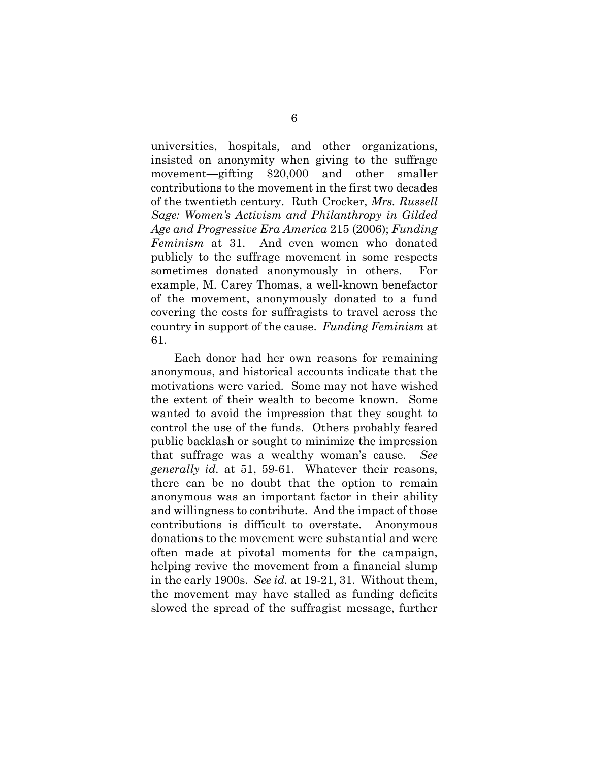universities, hospitals, and other organizations, insisted on anonymity when giving to the suffrage movement—gifting $20,000 and other smaller contributions to the movement in the first two decades of the twentieth century. Ruth Crocker, *Mrs. Russell Sage: Women's Activism and Philanthropy in Gilded Age and Progressive Era America* 215 (2006); *Funding Feminism* at 31. And even women who donated publicly to the suffrage movement in some respects sometimes donated anonymously in others. For example, M. Carey Thomas, a well-known benefactor of the movement, anonymously donated to a fund covering the costs for suffragists to travel across the country in support of the cause. *Funding Feminism* at 61.

Each donor had her own reasons for remaining anonymous, and historical accounts indicate that the motivations were varied. Some may not have wished the extent of their wealth to become known. Some wanted to avoid the impression that they sought to control the use of the funds. Others probably feared public backlash or sought to minimize the impression that suffrage was a wealthy woman's cause. *See generally id.* at 51, 59-61. Whatever their reasons, there can be no doubt that the option to remain anonymous was an important factor in their ability and willingness to contribute. And the impact of those contributions is difficult to overstate. Anonymous donations to the movement were substantial and were often made at pivotal moments for the campaign, helping revive the movement from a financial slump in the early 1900s. *See id.* at 19-21, 31. Without them, the movement may have stalled as funding deficits slowed the spread of the suffragist message, further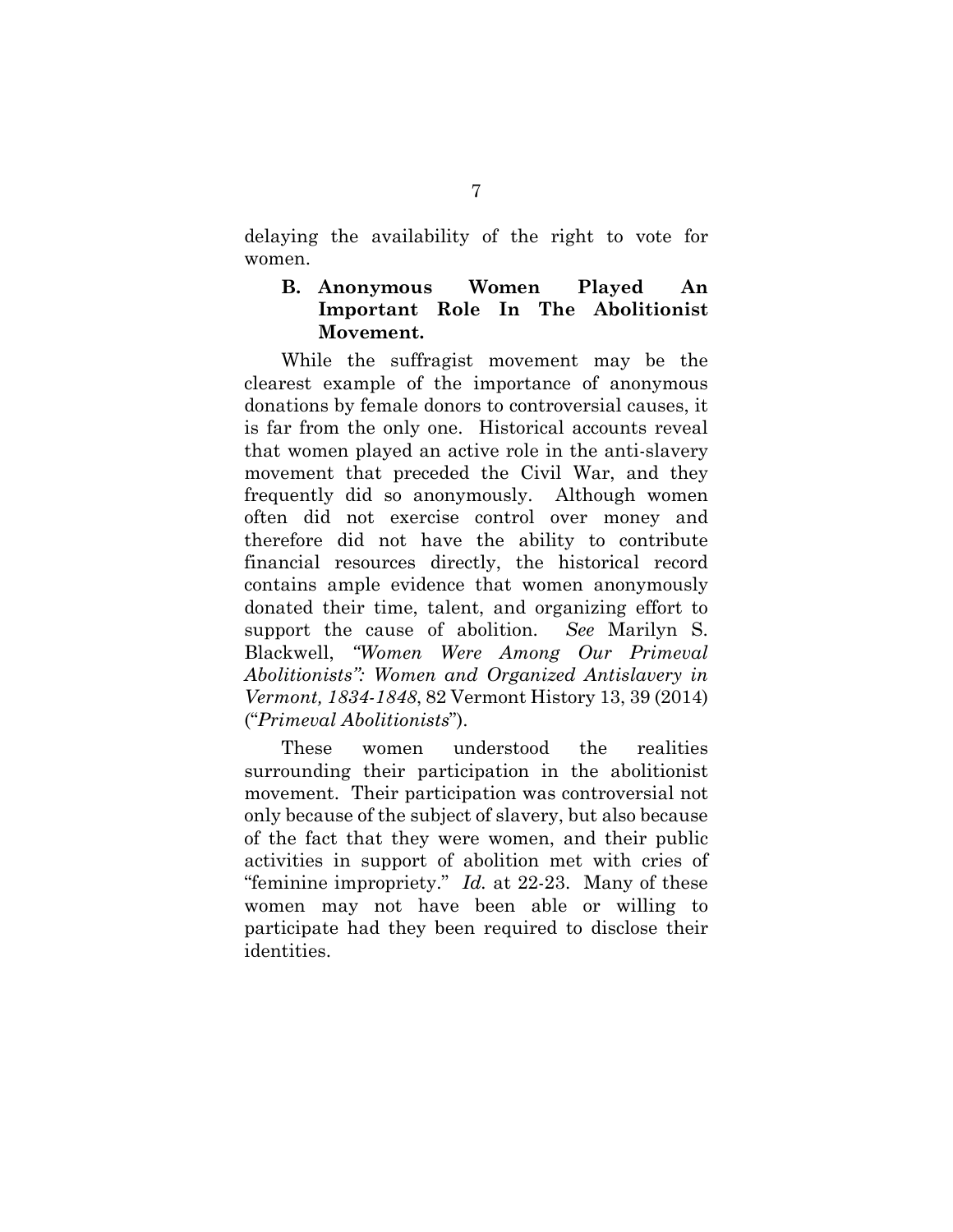delaying the availability of the right to vote for women.

### B. Anonymous Women Played An Important Role In The Abolitionist Movement.

While the suffragist movement may be the clearest example of the importance of anonymous donations by female donors to controversial causes, it is far from the only one. Historical accounts reveal that women played an active role in the anti-slavery movement that preceded the Civil War, and they frequently did so anonymously. Although women often did not exercise control over money and therefore did not have the ability to contribute financial resources directly, the historical record contains ample evidence that women anonymously donated their time, talent, and organizing effort to support the cause of abolition. *See* Marilyn S. Blackwell, *"Women Were Among Our Primeval Abolitionists": Women and Organized Antislavery in Vermont, 1834-1848*, 82 Vermont History 13, 39 (2014) ("*Primeval Abolitionists*").

These women understood the realities surrounding their participation in the abolitionist movement. Their participation was controversial not only because of the subject of slavery, but also because of the fact that they were women, and their public activities in support of abolition met with cries of "feminine impropriety." *Id.* at 22-23. Many of these women may not have been able or willing to participate had they been required to disclose their identities.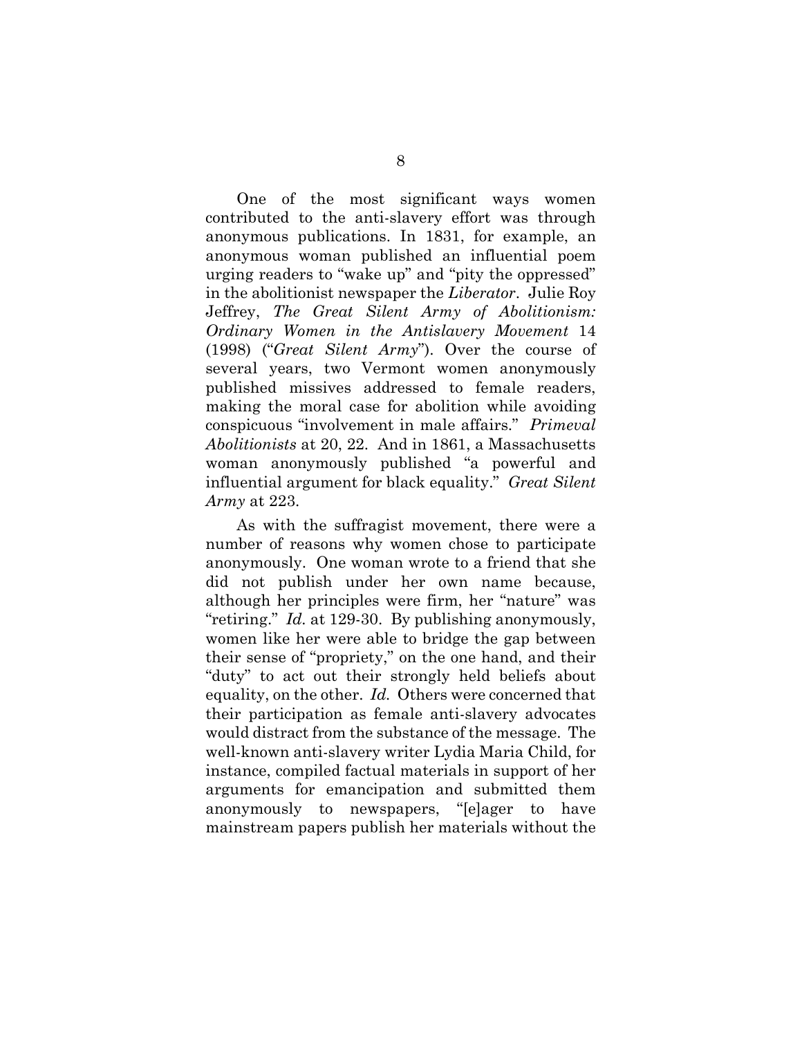One of the most significant ways women contributed to the anti-slavery effort was through anonymous publications. In 1831, for example, an anonymous woman published an influential poem urging readers to "wake up" and "pity the oppressed" in the abolitionist newspaper the *Liberator*. Julie Roy Jeffrey, *The Great Silent Army of Abolitionism: Ordinary Women in the Antislavery Movement* 14 (1998) ("*Great Silent Army*"). Over the course of several years, two Vermont women anonymously published missives addressed to female readers, making the moral case for abolition while avoiding conspicuous "involvement in male affairs." *Primeval Abolitionists* at 20, 22. And in 1861, a Massachusetts woman anonymously published "a powerful and influential argument for black equality." *Great Silent Army* at 223.

As with the suffragist movement, there were a number of reasons why women chose to participate anonymously. One woman wrote to a friend that she did not publish under her own name because, although her principles were firm, her "nature" was "retiring." *Id.* at 129-30. By publishing anonymously, women like her were able to bridge the gap between their sense of "propriety," on the one hand, and their "duty" to act out their strongly held beliefs about equality, on the other. *Id.* Others were concerned that their participation as female anti-slavery advocates would distract from the substance of the message. The well-known anti-slavery writer Lydia Maria Child, for instance, compiled factual materials in support of her arguments for emancipation and submitted them anonymously to newspapers, "[e]ager to have mainstream papers publish her materials without the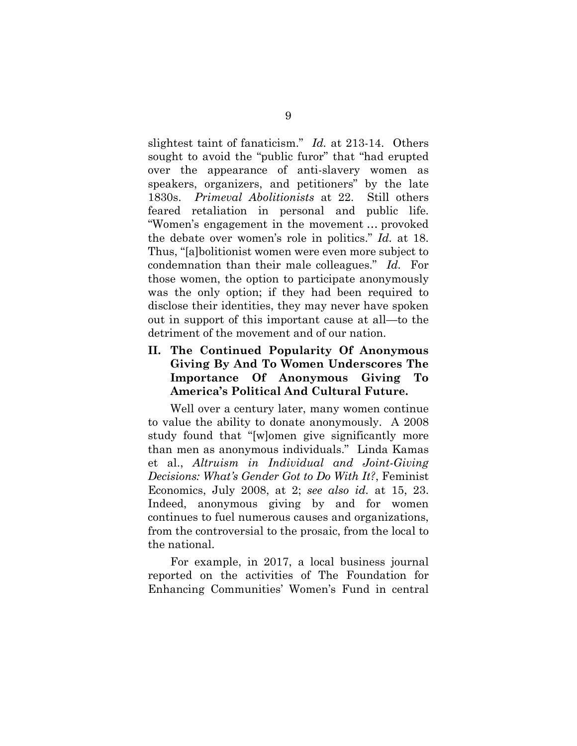slightest taint of fanaticism." *Id.* at 213-14. Others sought to avoid the "public furor" that "had erupted over the appearance of anti-slavery women as speakers, organizers, and petitioners" by the late 1830s. *Primeval Abolitionists* at 22. Still others feared retaliation in personal and public life. "Women's engagement in the movement … provoked the debate over women's role in politics." *Id.* at 18. Thus, "[a]bolitionist women were even more subject to condemnation than their male colleagues." *Id.* For those women, the option to participate anonymously was the only option; if they had been required to disclose their identities, they may never have spoken out in support of this important cause at all—to the detriment of the movement and of our nation.

## II. The Continued Popularity Of Anonymous Giving By And To Women Underscores The Importance Of Anonymous Giving To America's Political And Cultural Future.

Well over a century later, many women continue to value the ability to donate anonymously. A 2008 study found that "[w]omen give significantly more than men as anonymous individuals." Linda Kamas et al., *Altruism in Individual and Joint-Giving Decisions: What's Gender Got to Do With It?*, Feminist Economics, July 2008, at 2; *see also id.* at 15, 23. Indeed, anonymous giving by and for women continues to fuel numerous causes and organizations, from the controversial to the prosaic, from the local to the national.

For example, in 2017, a local business journal reported on the activities of The Foundation for Enhancing Communities' Women's Fund in central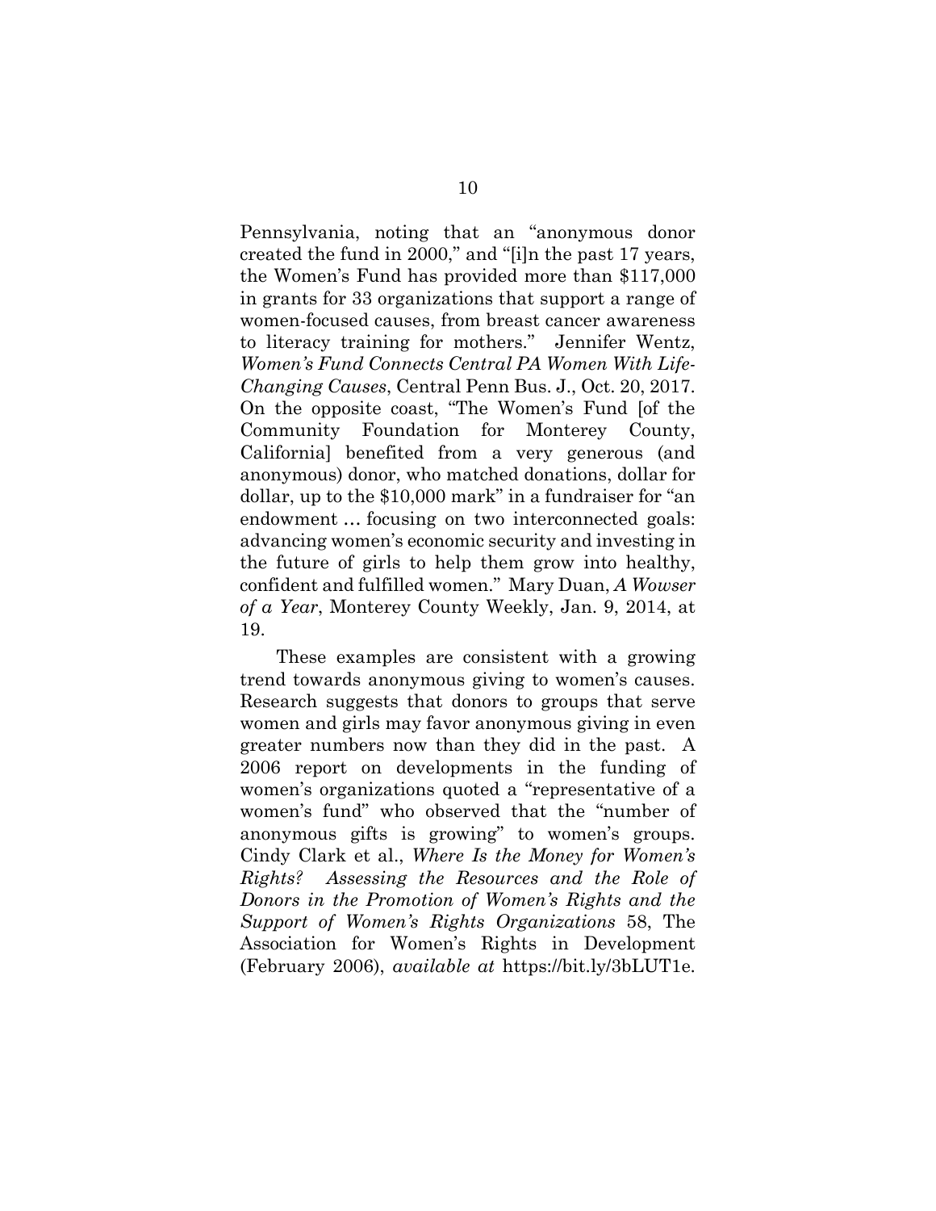Pennsylvania, noting that an "anonymous donor created the fund in 2000," and "[i]n the past 17 years, the Women's Fund has provided more than $117,000 in grants for 33 organizations that support a range of women-focused causes, from breast cancer awareness to literacy training for mothers." Jennifer Wentz, *Women's Fund Connects Central PA Women With Life-Changing Causes*, Central Penn Bus. J., Oct. 20, 2017. On the opposite coast, "The Women's Fund [of the Community Foundation for Monterey County, California] benefited from a very generous (and anonymous) donor, who matched donations, dollar for dollar, up to the $10,000 mark" in a fundraiser for "an endowment … focusing on two interconnected goals: advancing women's economic security and investing in the future of girls to help them grow into healthy, confident and fulfilled women." Mary Duan, *A Wowser of a Year*, Monterey County Weekly, Jan. 9, 2014, at 19.

These examples are consistent with a growing trend towards anonymous giving to women's causes. Research suggests that donors to groups that serve women and girls may favor anonymous giving in even greater numbers now than they did in the past. A 2006 report on developments in the funding of women's organizations quoted a "representative of a women's fund" who observed that the "number of anonymous gifts is growing" to women's groups. Cindy Clark et al., *Where Is the Money for Women's Rights? Assessing the Resources and the Role of Donors in the Promotion of Women's Rights and the Support of Women's Rights Organizations* 58, The Association for Women's Rights in Development (February 2006), *available at* https://bit.ly/3bLUT1e.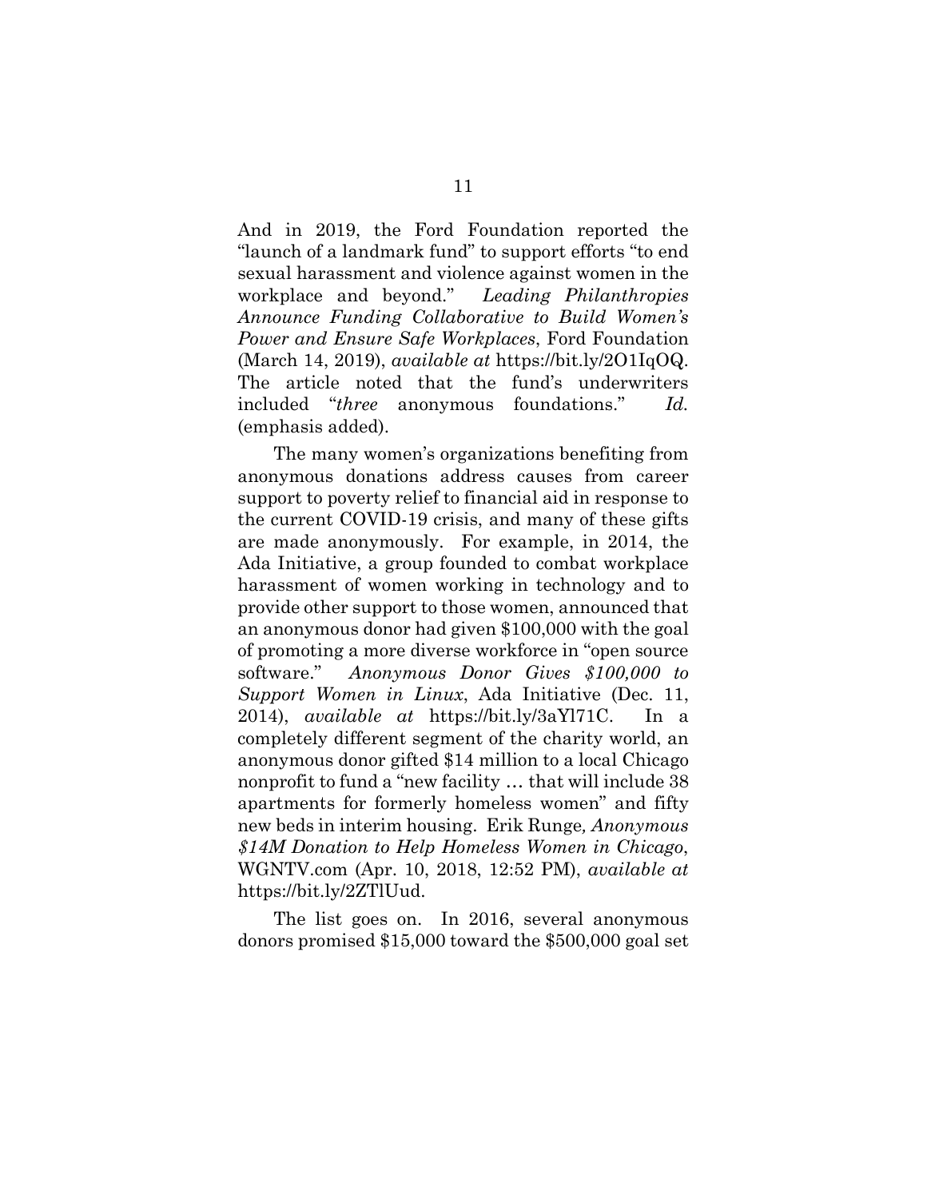And in 2019, the Ford Foundation reported the "launch of a landmark fund" to support efforts "to end sexual harassment and violence against women in the workplace and beyond." *Leading Philanthropies Announce Funding Collaborative to Build Women's Power and Ensure Safe Workplaces*, Ford Foundation (March 14, 2019), *available at* https://bit.ly/2O1IqOQ. The article noted that the fund's underwriters included "*three* anonymous foundations." *Id.* (emphasis added).

The many women's organizations benefiting from anonymous donations address causes from career support to poverty relief to financial aid in response to the current COVID-19 crisis, and many of these gifts are made anonymously. For example, in 2014, the Ada Initiative, a group founded to combat workplace harassment of women working in technology and to provide other support to those women, announced that an anonymous donor had given $100,000 with the goal of promoting a more diverse workforce in "open source software." *Anonymous Donor Gives $100,000 to Support Women in Linux*, Ada Initiative (Dec. 11, 2014), *available at* https://bit.ly/3aYl71C. In a completely different segment of the charity world, an anonymous donor gifted $14 million to a local Chicago nonprofit to fund a "new facility … that will include 38 apartments for formerly homeless women" and fifty new beds in interim housing. Erik Runge*, Anonymous $14M Donation to Help Homeless Women in Chicago*, WGNTV.com (Apr. 10, 2018, 12:52 PM), *available at* https://bit.ly/2ZTlUud.

The list goes on. In 2016, several anonymous donors promised $15,000 toward the $500,000 goal set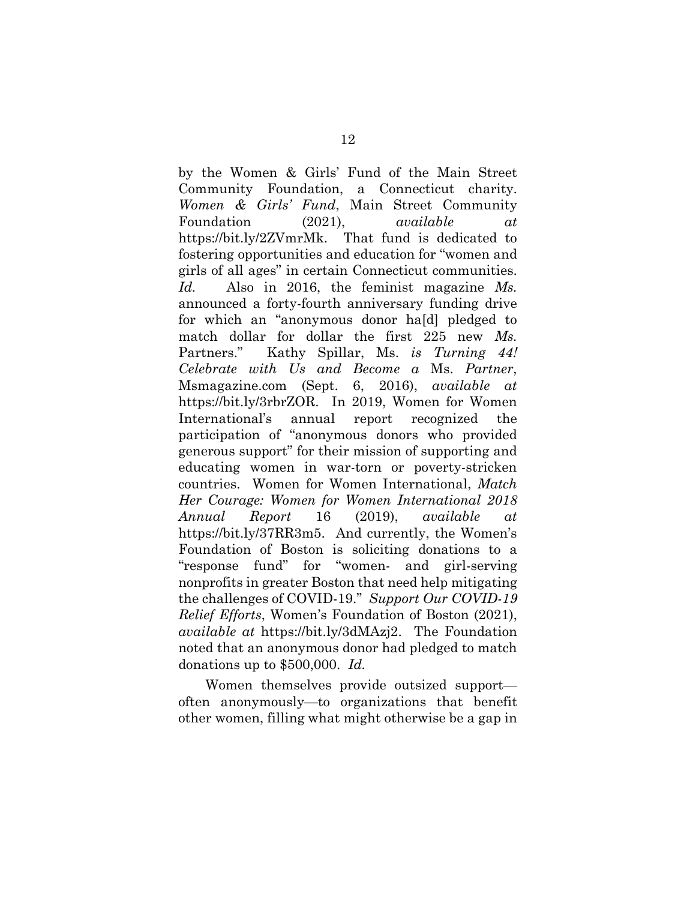by the Women & Girls' Fund of the Main Street Community Foundation, a Connecticut charity. *Women & Girls' Fund*, Main Street Community Foundation (2021), *available at* https://bit.ly/2ZVmrMk. That fund is dedicated to fostering opportunities and education for "women and girls of all ages" in certain Connecticut communities. *Id.* Also in 2016, the feminist magazine *Ms.* announced a forty-fourth anniversary funding drive for which an "anonymous donor ha[d] pledged to match dollar for dollar the first 225 new *Ms.* Partners." Kathy Spillar, Ms. *is Turning 44! Celebrate with Us and Become a* Ms. *Partner*, Msmagazine.com (Sept. 6, 2016), *available at* https://bit.ly/3rbrZOR. In 2019, Women for Women International's annual report recognized the participation of "anonymous donors who provided generous support" for their mission of supporting and educating women in war-torn or poverty-stricken countries. Women for Women International, *Match Her Courage: Women for Women International 2018 Annual Report* 16 (2019), *available at* https://bit.ly/37RR3m5. And currently, the Women's Foundation of Boston is soliciting donations to a "response fund" for "women- and girl-serving nonprofits in greater Boston that need help mitigating the challenges of COVID-19." *Support Our COVID-19 Relief Efforts*, Women's Foundation of Boston (2021), *available at* https://bit.ly/3dMAzj2. The Foundation noted that an anonymous donor had pledged to match donations up to $500,000. *Id.*

Women themselves provide outsized support—often anonymously—to organizations that benefit other women, filling what might otherwise be a gap in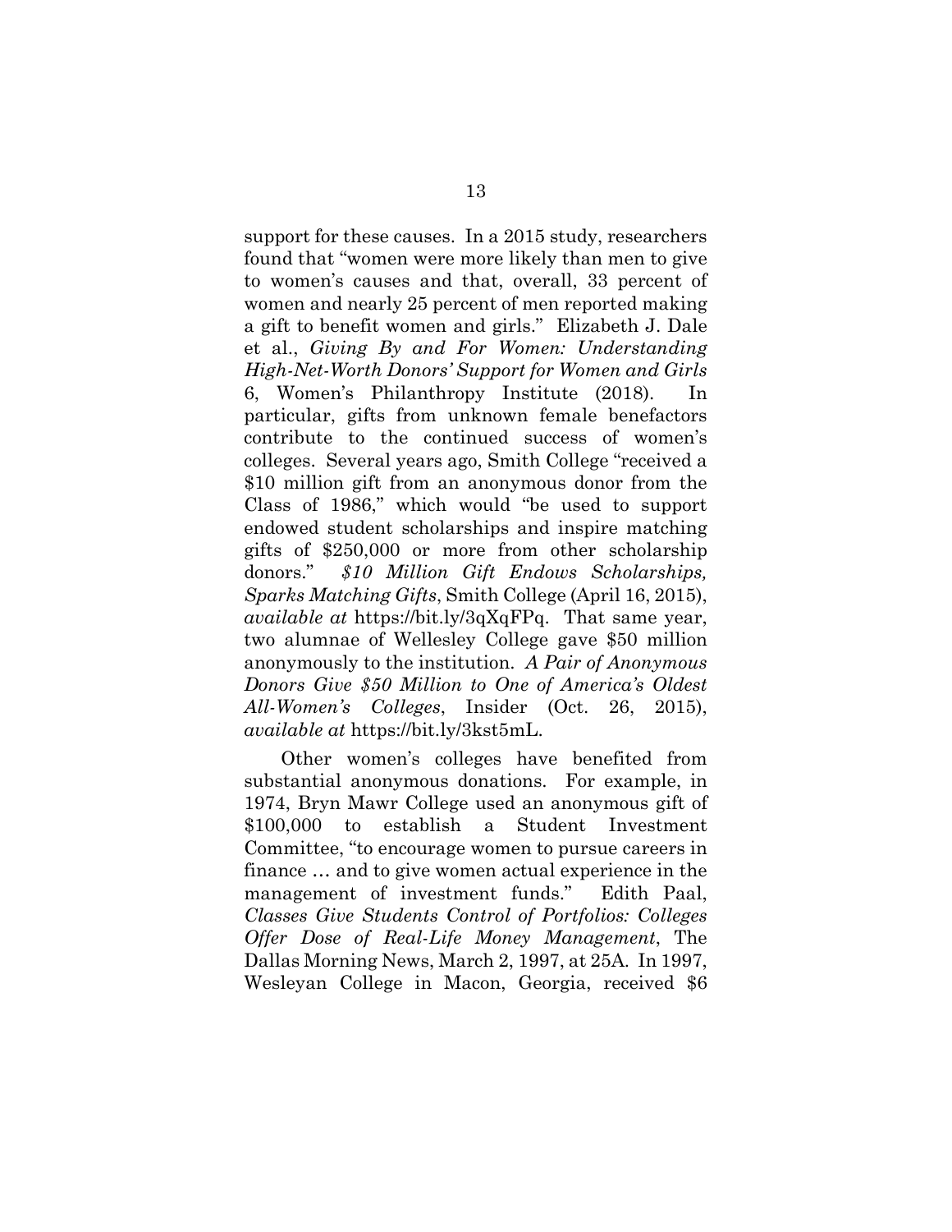support for these causes. In a 2015 study, researchers found that "women were more likely than men to give to women's causes and that, overall, 33 percent of women and nearly 25 percent of men reported making a gift to benefit women and girls." Elizabeth J. Dale et al., *Giving By and For Women: Understanding High-Net-Worth Donors' Support for Women and Girls* 6, Women's Philanthropy Institute (2018). In particular, gifts from unknown female benefactors contribute to the continued success of women's colleges. Several years ago, Smith College "received a $10 million gift from an anonymous donor from the Class of 1986," which would "be used to support endowed student scholarships and inspire matching gifts of $250,000 or more from other scholarship donors." *$10 Million Gift Endows Scholarships, Sparks Matching Gifts*, Smith College (April 16, 2015), *available at* https://bit.ly/3qXqFPq. That same year, two alumnae of Wellesley College gave $50 million anonymously to the institution. *A Pair of Anonymous Donors Give $50 Million to One of America's Oldest All-Women's Colleges*, Insider (Oct. 26, 2015), *available at* https://bit.ly/3kst5mL.

Other women's colleges have benefited from substantial anonymous donations. For example, in 1974, Bryn Mawr College used an anonymous gift of $100,000 to establish a Student Investment Committee, "to encourage women to pursue careers in finance … and to give women actual experience in the management of investment funds." Edith Paal, *Classes Give Students Control of Portfolios: Colleges Offer Dose of Real-Life Money Management*, The Dallas Morning News, March 2, 1997, at 25A. In 1997, Wesleyan College in Macon, Georgia, received $6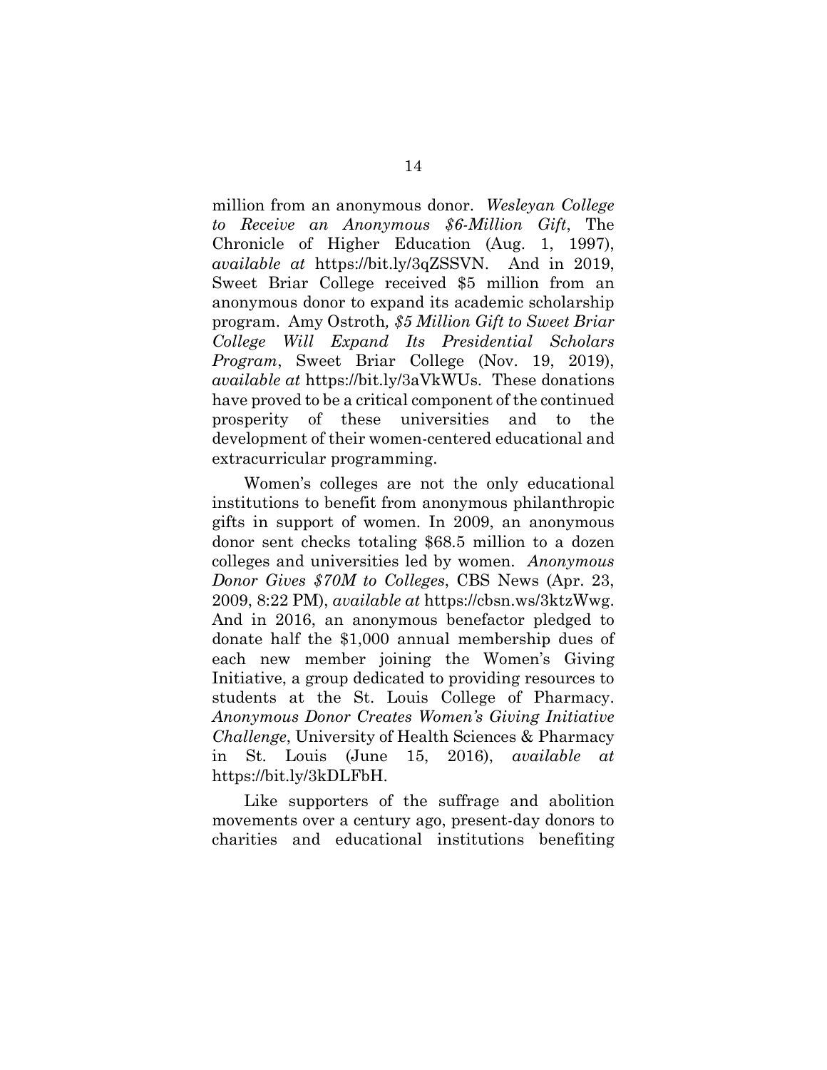million from an anonymous donor. *Wesleyan College to Receive an Anonymous $6-Million Gift*, The Chronicle of Higher Education (Aug. 1, 1997), *available at* https://bit.ly/3qZSSVN. And in 2019, Sweet Briar College received $5 million from an anonymous donor to expand its academic scholarship program. Amy Ostroth, *$5 Million Gift to Sweet Briar College Will Expand Its Presidential Scholars Program*, Sweet Briar College (Nov. 19, 2019), *available at* https://bit.ly/3aVkWUs. These donations have proved to be a critical component of the continued prosperity of these universities and to the development of their women-centered educational and extracurricular programming.

Women's colleges are not the only educational institutions to benefit from anonymous philanthropic gifts in support of women. In 2009, an anonymous donor sent checks totaling $68.5 million to a dozen colleges and universities led by women. *Anonymous Donor Gives $70M to Colleges*, CBS News (Apr. 23, 2009, 8:22 PM), *available at* https://cbsn.ws/3ktzWwg. And in 2016, an anonymous benefactor pledged to donate half the $1,000 annual membership dues of each new member joining the Women's Giving Initiative, a group dedicated to providing resources to students at the St. Louis College of Pharmacy. *Anonymous Donor Creates Women's Giving Initiative Challenge*, University of Health Sciences & Pharmacy in St. Louis (June 15, 2016), *available at* https://bit.ly/3kDLFbH.

Like supporters of the suffrage and abolition movements over a century ago, present-day donors to charities and educational institutions benefiting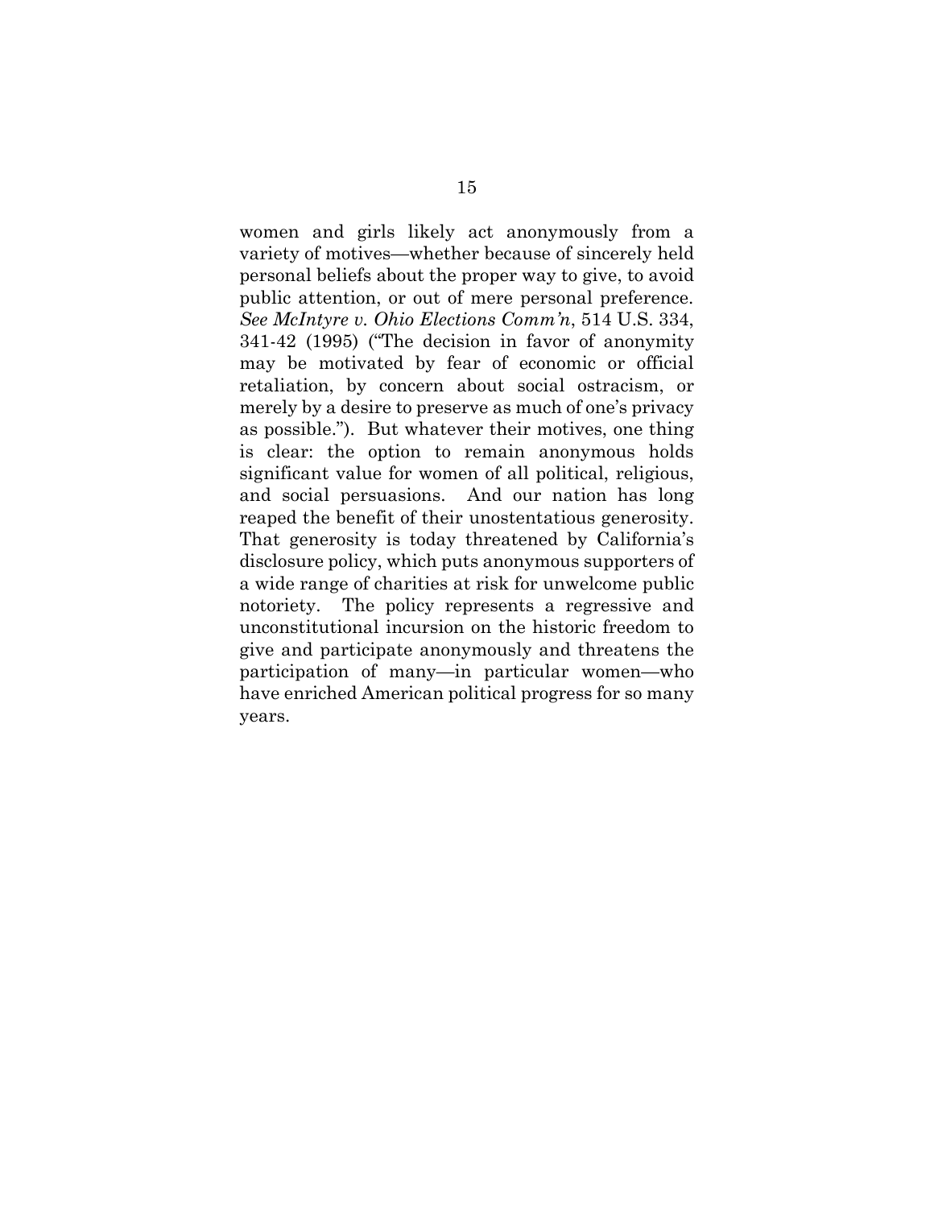women and girls likely act anonymously from a variety of motives—whether because of sincerely held personal beliefs about the proper way to give, to avoid public attention, or out of mere personal preference. *See McIntyre v. Ohio Elections Comm'n*, 514 U.S. 334, 341-42 (1995) ("The decision in favor of anonymity may be motivated by fear of economic or official retaliation, by concern about social ostracism, or merely by a desire to preserve as much of one's privacy as possible."). But whatever their motives, one thing is clear: the option to remain anonymous holds significant value for women of all political, religious, and social persuasions. And our nation has long reaped the benefit of their unostentatious generosity. That generosity is today threatened by California's disclosure policy, which puts anonymous supporters of a wide range of charities at risk for unwelcome public notoriety. The policy represents a regressive and unconstitutional incursion on the historic freedom to give and participate anonymously and threatens the participation of many—in particular women—who have enriched American political progress for so many years.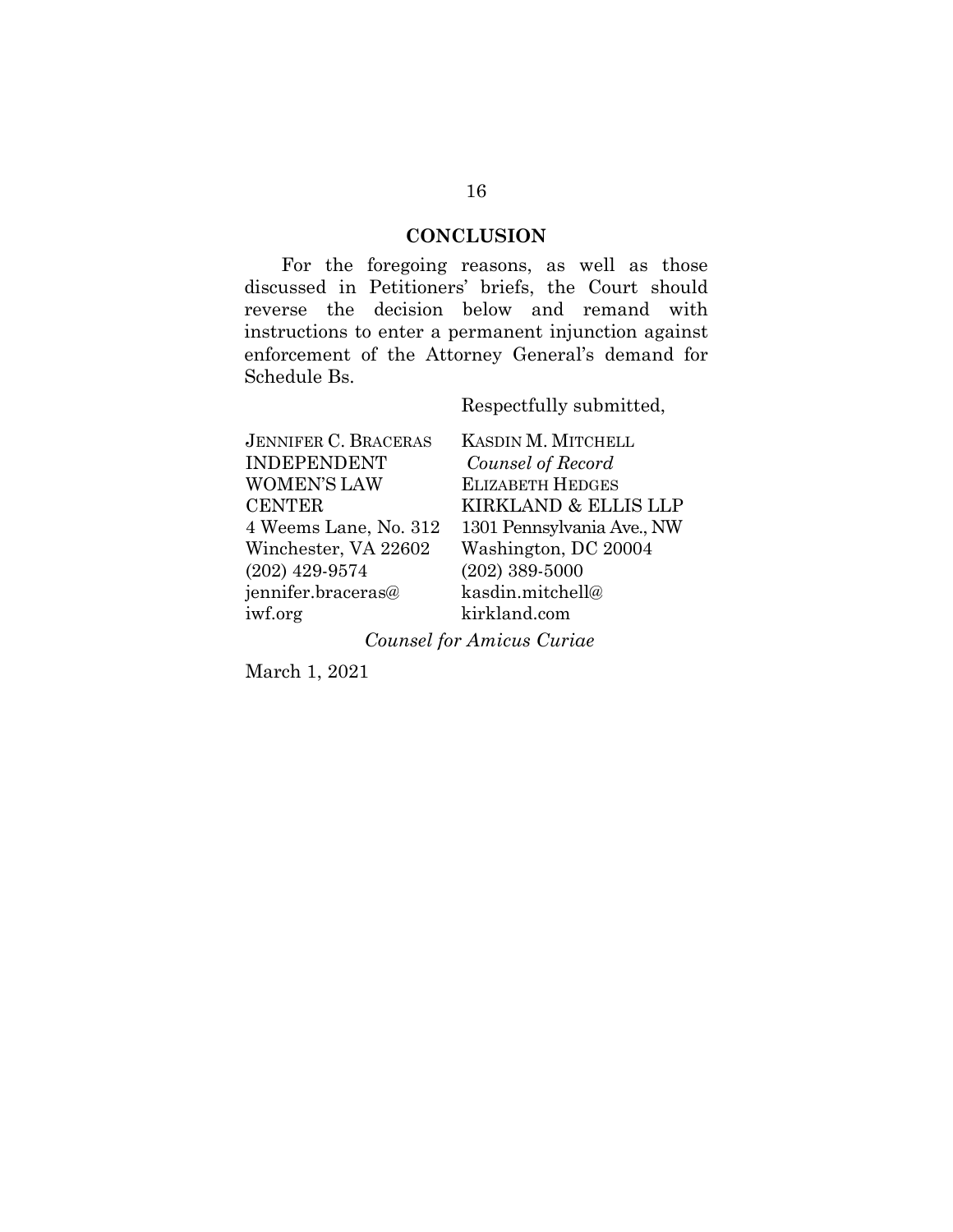## CONCLUSION

For the foregoing reasons, as well as those discussed in Petitioners' briefs, the Court should reverse the decision below and remand with instructions to enter a permanent injunction against enforcement of the Attorney General's demand for Schedule Bs.

Respectfully submitted,

JENNIFER C. BRACERAS
INDEPENDENT WOMEN'S LAW CENTER
4 Weems Lane, No. 312
Winchester, VA 22602
(202) 429-9574
jennifer.braceras@iwf.org

KASDIN M. MITCHELL
*Counsel of Record*
ELIZABETH HEDGES
KIRKLAND & ELLIS LLP
1301 Pennsylvania Ave., NW
Washington, DC 20004
(202) 389-5000
kasdin.mitchell@kirkland.com

*Counsel for Amicus Curiae*

March 1, 2021